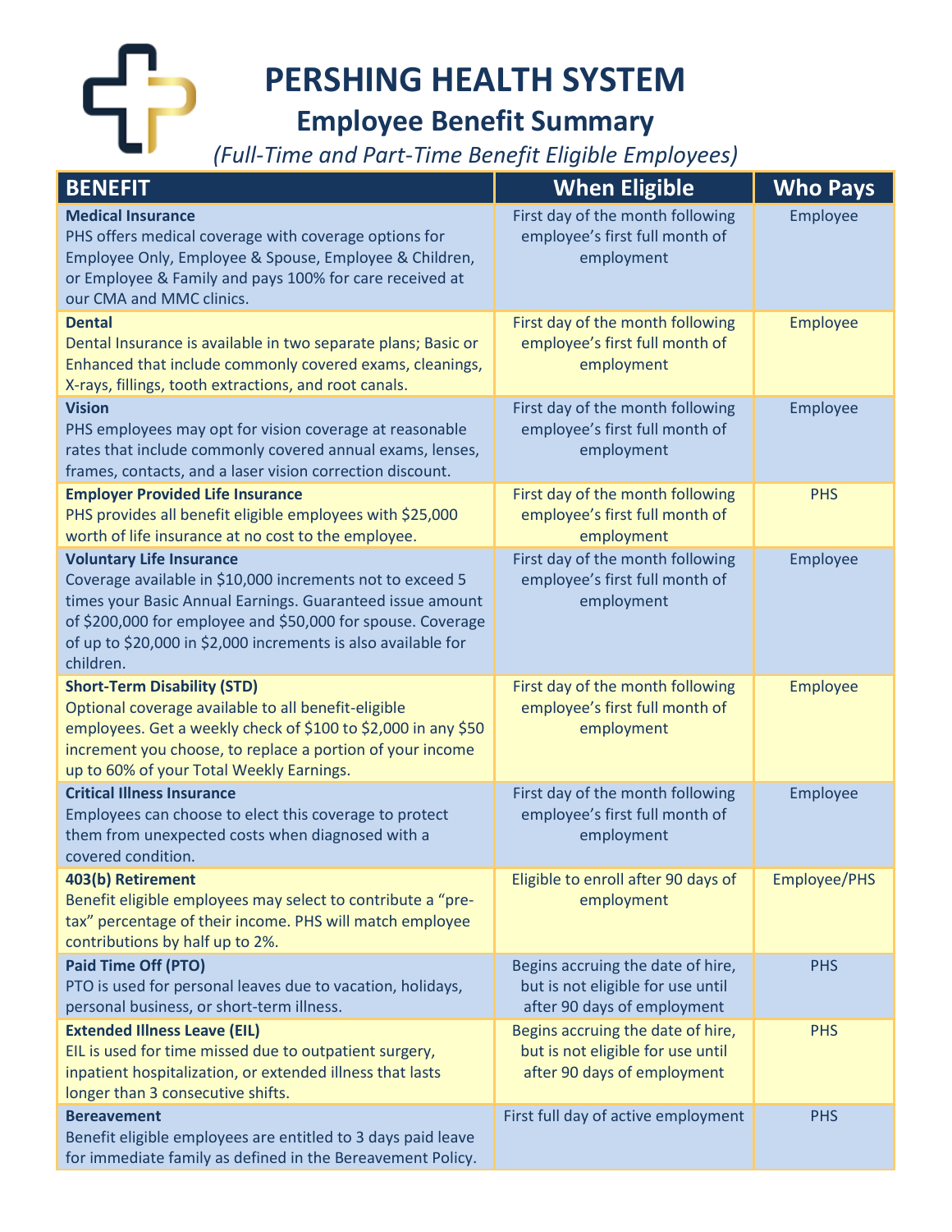# PERSHING HEALTH SYSTEM

## Employee Benefit Summary

*(Full-Time and Part-Time Benefit Eligible Employees)*

| BENEFIT | When Eligible | Who Pays |
|---|---|---|
| **Medical Insurance**<br>PHS offers medical coverage with coverage options for Employee Only, Employee & Spouse, Employee & Children, or Employee & Family and pays 100% for care received at our CMA and MMC clinics. | First day of the month following employee's first full month of employment | Employee |
| **Dental**<br>Dental Insurance is available in two separate plans; Basic or Enhanced that include commonly covered exams, cleanings, X-rays, fillings, tooth extractions, and root canals. | First day of the month following employee's first full month of employment | Employee |
| **Vision**<br>PHS employees may opt for vision coverage at reasonable rates that include commonly covered annual exams, lenses, frames, contacts, and a laser vision correction discount. | First day of the month following employee's first full month of employment | Employee |
| **Employer Provided Life Insurance**<br>PHS provides all benefit eligible employees with $25,000 worth of life insurance at no cost to the employee. | First day of the month following employee's first full month of employment | PHS |
| **Voluntary Life Insurance**<br>Coverage available in $10,000 increments not to exceed 5 times your Basic Annual Earnings. Guaranteed issue amount of $200,000 for employee and $50,000 for spouse. Coverage of up to $20,000 in $2,000 increments is also available for children. | First day of the month following employee's first full month of employment | Employee |
| **Short-Term Disability (STD)**<br>Optional coverage available to all benefit-eligible employees. Get a weekly check of $100 to $2,000 in any $50 increment you choose, to replace a portion of your income up to 60% of your Total Weekly Earnings. | First day of the month following employee's first full month of employment | Employee |
| **Critical Illness Insurance**<br>Employees can choose to elect this coverage to protect them from unexpected costs when diagnosed with a covered condition. | First day of the month following employee's first full month of employment | Employee |
| **403(b) Retirement**<br>Benefit eligible employees may select to contribute a "pre-tax" percentage of their income. PHS will match employee contributions by half up to 2%. | Eligible to enroll after 90 days of employment | Employee/PHS |
| **Paid Time Off (PTO)**<br>PTO is used for personal leaves due to vacation, holidays, personal business, or short-term illness. | Begins accruing the date of hire, but is not eligible for use until after 90 days of employment | PHS |
| **Extended Illness Leave (EIL)**<br>EIL is used for time missed due to outpatient surgery, inpatient hospitalization, or extended illness that lasts longer than 3 consecutive shifts. | Begins accruing the date of hire, but is not eligible for use until after 90 days of employment | PHS |
| **Bereavement**<br>Benefit eligible employees are entitled to 3 days paid leave for immediate family as defined in the Bereavement Policy. | First full day of active employment | PHS |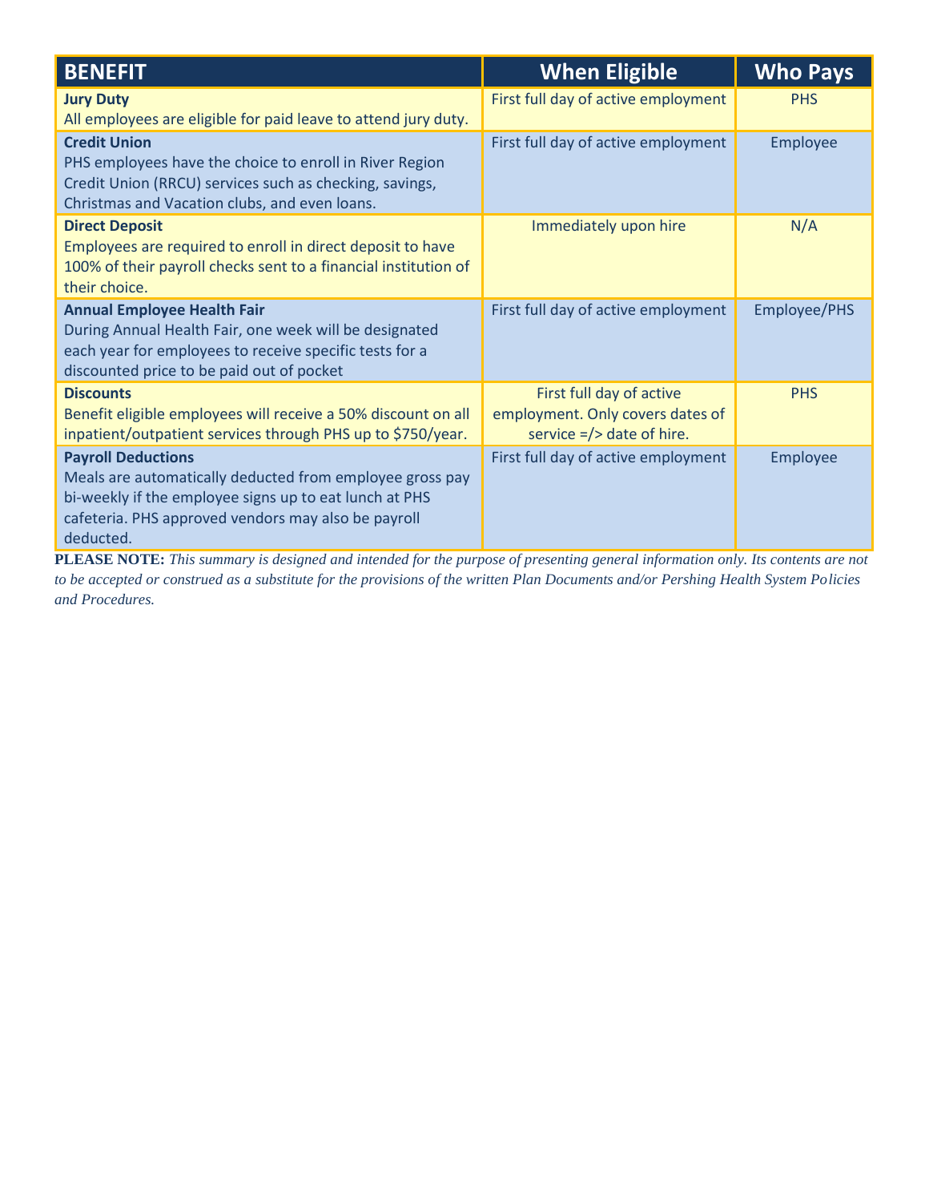| BENEFIT | When Eligible | Who Pays |
|---|---|---|
| **Jury Duty** All employees are eligible for paid leave to attend jury duty. | First full day of active employment | PHS |
| **Credit Union** PHS employees have the choice to enroll in River Region Credit Union (RRCU) services such as checking, savings, Christmas and Vacation clubs, and even loans. | First full day of active employment | Employee |
| **Direct Deposit** Employees are required to enroll in direct deposit to have 100% of their payroll checks sent to a financial institution of their choice. | Immediately upon hire | N/A |
| **Annual Employee Health Fair** During Annual Health Fair, one week will be designated each year for employees to receive specific tests for a discounted price to be paid out of pocket | First full day of active employment | Employee/PHS |
| **Discounts** Benefit eligible employees will receive a 50% discount on all inpatient/outpatient services through PHS up to $750/year. | First full day of active employment. Only covers dates of service =/> date of hire. | PHS |
| **Payroll Deductions** Meals are automatically deducted from employee gross pay bi-weekly if the employee signs up to eat lunch at PHS cafeteria. PHS approved vendors may also be payroll deducted. | First full day of active employment | Employee |

**PLEASE NOTE:** *This summary is designed and intended for the purpose of presenting general information only. Its contents are not to be accepted or construed as a substitute for the provisions of the written Plan Documents and/or Pershing Health System Policies and Procedures.*